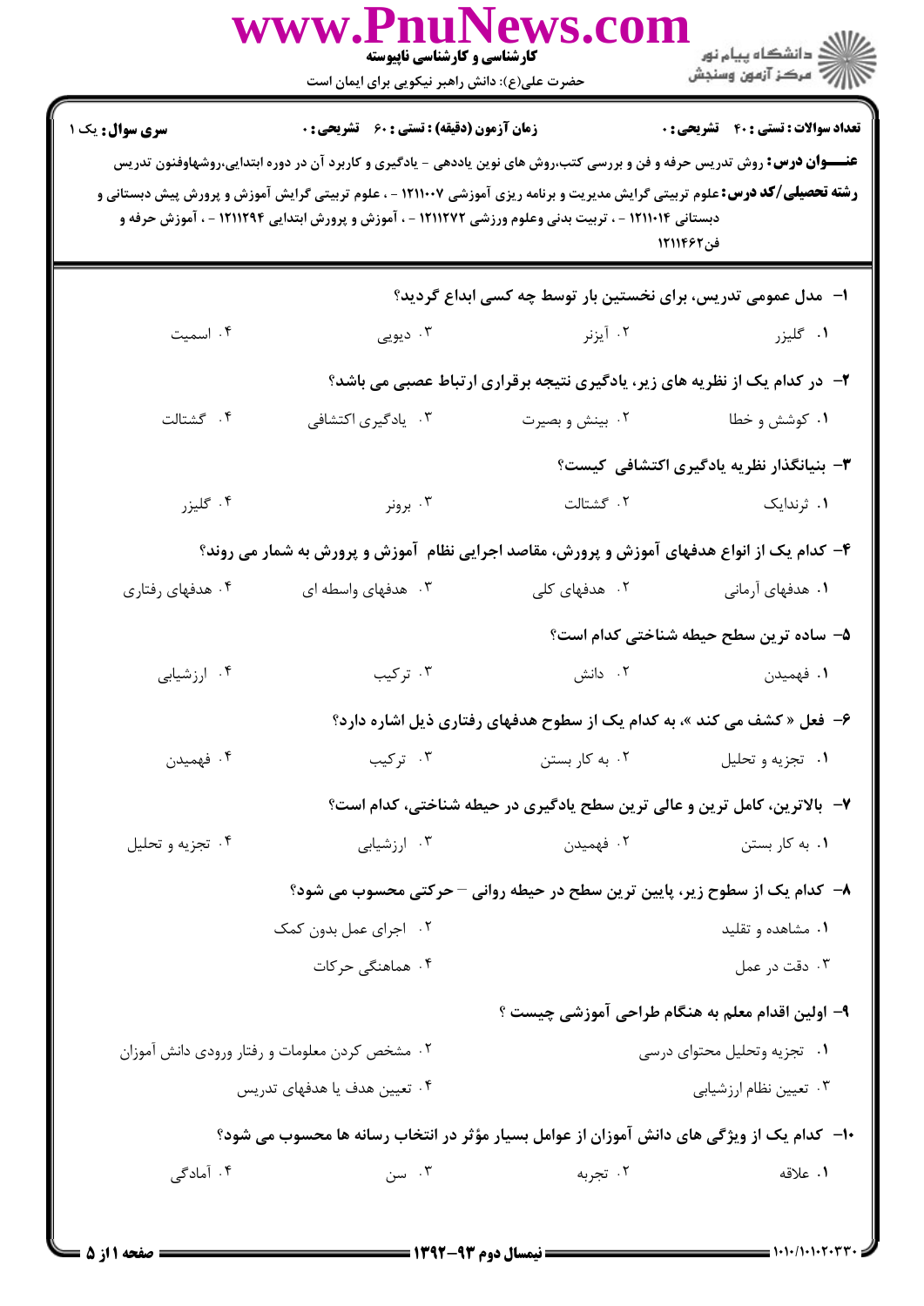کارشناسی و کارشناسی ناپیوسته

حضرت علی(ع): دانش راهبر نیکویی برای ایمان است

**سری سوال:** یک ۱ | **زمان آزمون (دقیقه) : تستی : ۶۰ تشریحی : ۰** | **تعداد سوالات : تستی : ۴۰ تشریحی : ۰**

**عنـــوان درس:** روش تدریس حرفه و فن و بررسی کتب،روش های نوین یاددهی - یادگیری و کاربرد آن در دوره ابتدایی،روشهاوفنون تدریس

**رشته تحصیلی/کد درس:** علوم تربیتی گرایش مدیریت و برنامه ریزی آموزشی ۱۲۱۱۰۰۷ - ، علوم تربیتی گرایش آموزش و پرورش پیش دبستانی و دبستانی ۱۲۱۱۰۱۴ - ، تربیت بدنی وعلوم ورزشی ۱۲۱۱۲۷۲ - ، آموزش و پرورش ابتدایی ۱۲۱۱۲۹۴ - ، آموزش حرفه و فن۱۲۱۱۴۶۲

۱- مدل عمومی تدریس، برای نخستین بار توسط چه کسی ابداع گردید؟

۱. گلیزر
۲. آیزنر
۳. دیویی
۴. اسمیت

۲- در کدام یک از نظریه های زیر، یادگیری نتیجه برقراری ارتباط عصبی می باشد؟

۱. کوشش و خطا
۲. بینش و بصیرت
۳. یادگیری اکتشافی
۴. گشتالت

۳- بنیانگذار نظریه یادگیری اکتشافی کیست؟

۱. ثرندایک
۲. گشتالت
۳. برونر
۴. گلیزر

۴- کدام یک از انواع هدفهای آموزش و پرورش، مقاصد اجرایی نظام آموزش و پرورش به شمار می روند؟

۱. هدفهای آرمانی
۲. هدفهای کلی
۳. هدفهای واسطه ای
۴. هدفهای رفتاری

۵- ساده ترین سطح حیطه شناختی کدام است؟

۱. فهمیدن
۲. دانش
۳. ترکیب
۴. ارزشیابی

۶- فعل « کشف می کند »، به کدام یک از سطوح هدفهای رفتاری ذیل اشاره دارد؟

۱. تجزیه و تحلیل
۲. به کار بستن
۳. ترکیب
۴. فهمیدن

۷- بالاترین، کامل ترین و عالی ترین سطح یادگیری در حیطه شناختی، کدام است؟

۱. به کار بستن
۲. فهمیدن
۳. ارزشیابی
۴. تجزیه و تحلیل

۸- کدام یک از سطوح زیر، پایین ترین سطح در حیطه روانی – حرکتی محسوب می شود؟

۱. مشاهده و تقلید
۲. اجرای عمل بدون کمک
۳. دقت در عمل
۴. هماهنگی حرکات

۹- اولین اقدام معلم به هنگام طراحی آموزشی چیست ؟

۱. تجزیه وتحلیل محتوای درسی
۲. مشخص کردن معلومات و رفتار ورودی دانش آموزان
۳. تعیین نظام ارزشیابی
۴. تعیین هدف یا هدفهای تدریس

۱۰- کدام یک از ویژگی های دانش آموزان از عوامل بسیار مؤثر در انتخاب رسانه ها محسوب می شود؟

۱. علاقه
۲. تجربه
۳. سن
۴. آمادگی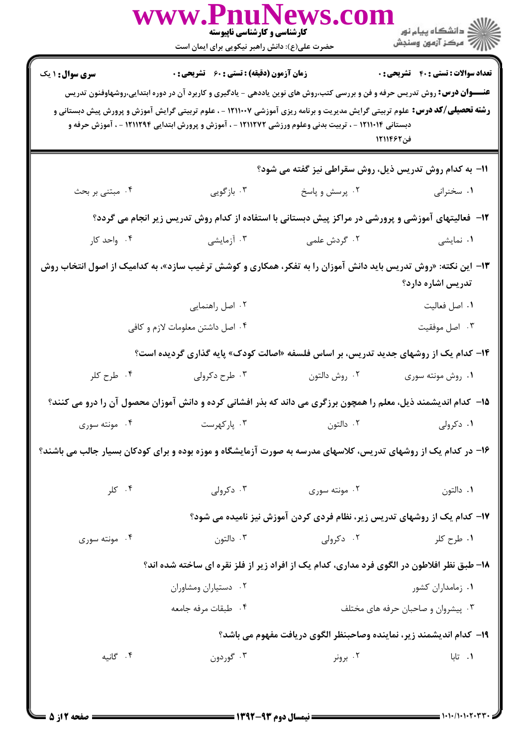**سری سوال:** ۱ یک | **زمان آزمون (دقیقه) : تستی : ۶۰ تشریحی : ۰** | **تعداد سوالات : تستی : ۴۰ تشریحی : ۰**

**عنـــوان درس:** روش تدریس حرفه و فن و بررسی کتب،روش های نوین یاددهی - یادگیری و کاربرد آن در دوره ابتدایی،روشهاوفنون تدریس

**رشته تحصیلی/کد درس:** علوم تربیتی گرایش مدیریت و برنامه ریزی آموزشی ۱۲۱۱۰۰۷ - ، علوم تربیتی گرایش آموزش و پرورش پیش دبستانی و دبستانی ۱۲۱۱۰۱۴ - ، تربیت بدنی وعلوم ورزشی ۱۲۱۱۲۷۲ - ، آموزش و پرورش ابتدایی ۱۲۱۱۲۹۴ - ، آموزش حرفه و فن۱۲۱۱۴۶۲

۱۱- به کدام روش تدریس ذیل، روش سقراطی نیز گفته می شود؟

۱. سخنرانی ۲. پرسش و پاسخ ۳. بازگویی ۴. مبتنی بر بحث

۱۲- فعالیتهای آموزشی و پرورشی در مراکز پیش دبستانی با استفاده از کدام روش تدریس زیر انجام می گردد؟

۱. نمایشی ۲. گردش علمی ۳. آزمایشی ۴. واحد کار

۱۳- این نکته: «روش تدریس باید دانش آموزان را به تفکر، همکاری و کوشش ترغیب سازد»، به کدامیک از اصول انتخاب روش تدریس اشاره دارد؟

۱. اصل فعالیت ۲. اصل راهنمایی

۳. اصل موفقیت ۴. اصل داشتن معلومات لازم و کافی

۱۴- کدام یک از روشهای جدید تدریس، بر اساس فلسفه «اصالت کودک» پایه گذاری گردیده است؟

۱. روش مونته سوری ۲. روش دالتون ۳. طرح دکرولی ۴. طرح کلر

۱۵- کدام اندیشمند ذیل، معلم را همچون برزگری می داند که بذر افشانی کرده و دانش آموزان محصول آن را درو می کنند؟

۱. دکرولی ۲. دالتون ۳. پارکهرست ۴. مونته سوری

۱۶- در کدام یک از روشهای تدریس، کلاسهای مدرسه به صورت آزمایشگاه و موزه بوده و برای کودکان بسیار جالب می باشند؟

۱. دالتون ۲. مونته سوری ۳. دکرولی ۴. کلر

۱۷- کدام یک از روشهای تدریس زیر، نظام فردی کردن آموزش نیز نامیده می شود؟

۱. طرح کلر ۲. دکرولی ۳. دالتون ۴. مونته سوری

۱۸- طبق نظر افلاطون در الگوی فرد مداری، کدام یک از افراد زیر از فلز نقره ای ساخته شده اند؟

۱. زمامداران کشور ۲. دستیاران ومشاوران

۳. پیشروان و صاحبان حرفه های مختلف ۴. طبقات مرفه جامعه

۱۹- کدام اندیشمند زیر، نماینده وصاحبنظر الگوی دریافت مفهوم می باشد؟

۱. تابا ۲. برونر ۳. گوردون ۴. گانیه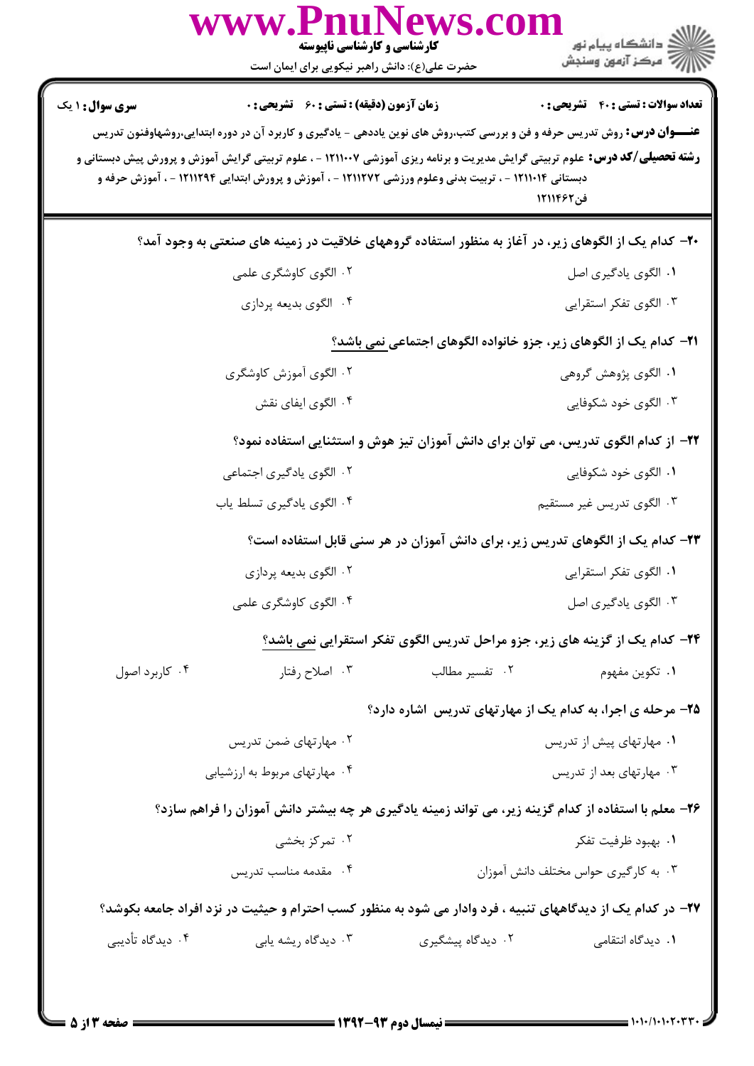**سری سوال:** ۱ یک &nbsp;&nbsp;&nbsp; **زمان آزمون (دقیقه) : تستی : ۶۰ تشریحی : ۰** &nbsp;&nbsp;&nbsp; **تعداد سوالات : تستی : ۴۰ تشریحی : ۰**

**عنـــوان درس:** روش تدریس حرفه و فن و بررسی کتب،روش های نوین یاددهی - یادگیری و کاربرد آن در دوره ابتدایی،روشهاوفنون تدریس

**رشته تحصیلی/کد درس:** علوم تربیتی گرایش مدیریت و برنامه ریزی آموزشی ۱۲۱۱۰۰۷ - ، علوم تربیتی گرایش آموزش و پرورش پیش دبستانی و دبستانی ۱۲۱۱۰۱۴ - ، تربیت بدنی وعلوم ورزشی ۱۲۱۱۲۷۲ - ، آموزش و پرورش ابتدایی ۱۲۱۱۲۹۴ - ، آموزش حرفه و فن۱۲۱۱۴۶۲

**۲۰- کدام یک از الگوهای زیر، در آغاز به منظور استفاده گروههای خلاقیت در زمینه های صنعتی به وجود آمد؟**

۱. الگوی یادگیری اصل
۲. الگوی کاوشگری علمی
۳. الگوی تفکر استقرایی
۴. الگوی بدیعه پردازی

**۲۱- کدام یک از الگوهای زیر، جزو خانواده الگوهای اجتماعی نمی باشد؟**

۱. الگوی پژوهش گروهی
۲. الگوی آموزش کاوشگری
۳. الگوی خود شکوفایی
۴. الگوی ایفای نقش

**۲۲- از کدام الگوی تدریس، می توان برای دانش آموزان تیز هوش و استثنایی استفاده نمود؟**

۱. الگوی خود شکوفایی
۲. الگوی یادگیری اجتماعی
۳. الگوی تدریس غیر مستقیم
۴. الگوی یادگیری تسلط یاب

**۲۳- کدام یک از الگوهای تدریس زیر، برای دانش آموزان در هر سنی قابل استفاده است؟**

۱. الگوی تفکر استقرایی
۲. الگوی بدیعه پردازی
۳. الگوی یادگیری اصل
۴. الگوی کاوشگری علمی

**۲۴- کدام یک از گزینه های زیر، جزو مراحل تدریس الگوی تفکر استقرایی نمی باشد؟**

۱. تکوین مفهوم
۲. تفسیر مطالب
۳. اصلاح رفتار
۴. کاربرد اصول

**۲۵- مرحله ی اجرا، به کدام یک از مهارتهای تدریس اشاره دارد؟**

۱. مهارتهای پیش از تدریس
۲. مهارتهای ضمن تدریس
۳. مهارتهای بعد از تدریس
۴. مهارتهای مربوط به ارزشیابی

**۲۶- معلم با استفاده از کدام گزینه زیر، می تواند زمینه یادگیری هر چه بیشتر دانش آموزان را فراهم سازد؟**

۱. بهبود ظرفیت تفکر
۲. تمرکز بخشی
۳. به کارگیری حواس مختلف دانش آموزان
۴. مقدمه مناسب تدریس

**۲۷- در کدام یک از دیدگاههای تنبیه ، فرد وادار می شود به منظور کسب احترام و حیثیت در نزد افراد جامعه بکوشد؟**

۱. دیدگاه انتقامی
۲. دیدگاه پیشگیری
۳. دیدگاه ریشه یابی
۴. دیدگاه تأدیبی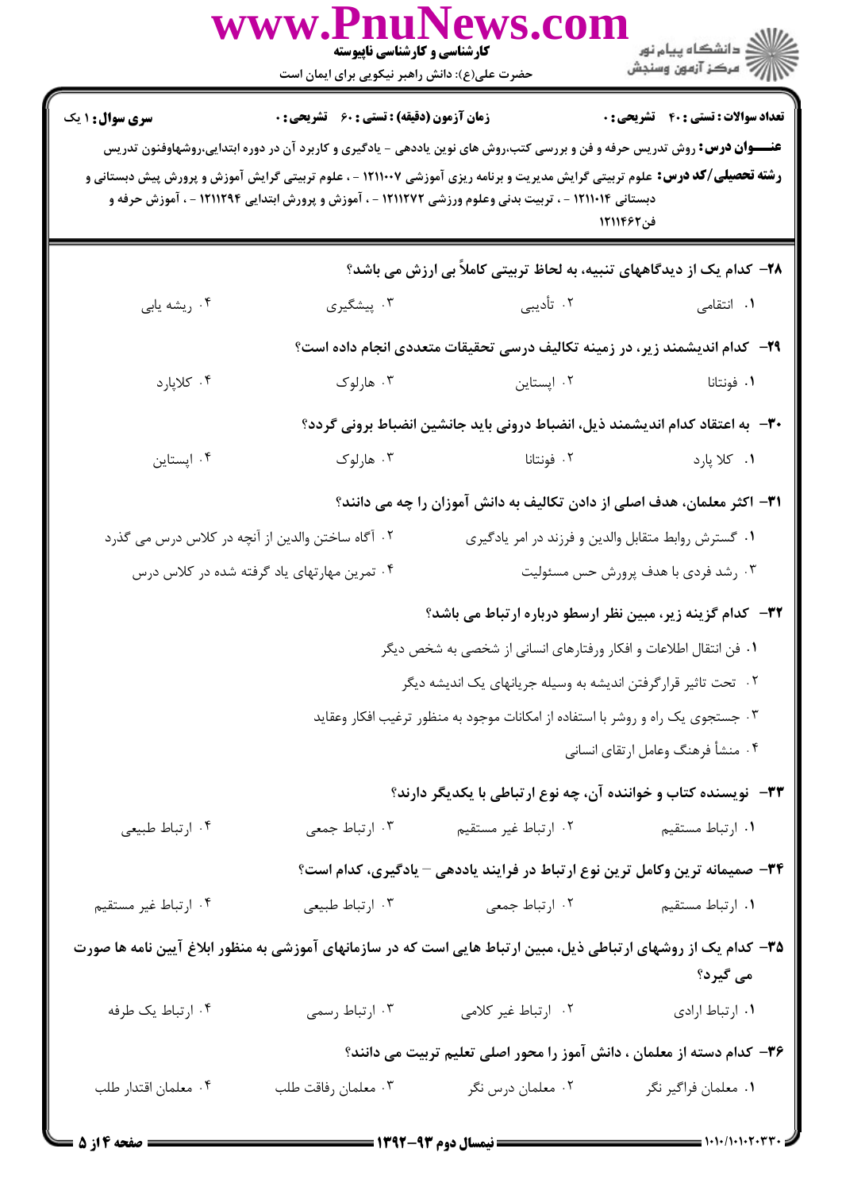**سری سوال:** ۱ یک

**زمان آزمون (دقیقه) : تستی : ۶۰ تشریحی : ۰**

**تعداد سوالات : تستی : ۴۰ تشریحی : ۰**

**عنـــوان درس:** روش تدریس حرفه و فن و بررسی کتب،روش های نوین یاددهی - یادگیری و کاربرد آن در دوره ابتدایی،روشهاوفنون تدریس

**رشته تحصیلی/کد درس:** علوم تربیتی گرایش مدیریت و برنامه ریزی آموزشی ۱۲۱۱۰۰۷ - ، علوم تربیتی گرایش آموزش و پرورش پیش دبستانی و دبستانی ۱۲۱۱۰۱۴ - ، تربیت بدنی وعلوم ورزشی ۱۲۱۱۲۷۲ - ، آموزش و پرورش ابتدایی ۱۲۱۱۲۹۴ - ، آموزش حرفه و فن۱۲۱۱۴۶۲

**۲۸- کدام یک از دیدگاههای تنبیه، به لحاظ تربیتی کاملاً بی ارزش می باشد؟**

۱. انتقامی
۲. تأدیبی
۳. پیشگیری
۴. ریشه یابی

**۲۹- کدام اندیشمند زیر، در زمینه تکالیف درسی تحقیقات متعددی انجام داده است؟**

۱. فونتانا
۲. اپستاین
۳. هارلوک
۴. کلاپارد

**۳۰- به اعتقاد کدام اندیشمند ذیل، انضباط درونی باید جانشین انضباط برونی گردد؟**

۱. کلا پارد
۲. فونتانا
۳. هارلوک
۴. اپستاین

**۳۱- اکثر معلمان، هدف اصلی از دادن تکالیف به دانش آموزان را چه می دانند؟**

۱. گسترش روابط متقابل والدین و فرزند در امر یادگیری
۲. آگاه ساختن والدین از آنچه در کلاس درس می گذرد
۳. رشد فردی با هدف پرورش حس مسئولیت
۴. تمرین مهارتهای یاد گرفته شده در کلاس درس

**۳۲- کدام گزینه زیر، مبین نظر ارسطو درباره ارتباط می باشد؟**

۱. فن انتقال اطلاعات و افکار ورفتارهای انسانی از شخصی به شخص دیگر
۲. تحت تاثیر قرارگرفتن اندیشه به وسیله جریانهای یک اندیشه دیگر
۳. جستجوی یک راه و روشر با استفاده از امکانات موجود به منظور ترغیب افکار وعقاید
۴. منشأ فرهنگ وعامل ارتقای انسانی

**۳۳- نویسنده کتاب و خواننده آن، چه نوع ارتباطی با یکدیگر دارند؟**

۱. ارتباط مستقیم
۲. ارتباط غیر مستقیم
۳. ارتباط جمعی
۴. ارتباط طبیعی

**۳۴- صمیمانه ترین وکامل ترین نوع ارتباط در فرایند یاددهی – یادگیری، کدام است؟**

۱. ارتباط مستقیم
۲. ارتباط جمعی
۳. ارتباط طبیعی
۴. ارتباط غیر مستقیم

**۳۵- کدام یک از روشهای ارتباطی ذیل، مبین ارتباط هایی است که در سازمانهای آموزشی به منظور ابلاغ آیین نامه ها صورت می گیرد؟**

۱. ارتباط ارادی
۲. ارتباط غیر کلامی
۳. ارتباط رسمی
۴. ارتباط یک طرفه

**۳۶- کدام دسته از معلمان ، دانش آموز را محور اصلی تعلیم تربیت می دانند؟**

۱. معلمان فراگیر نگر
۲. معلمان درس نگر
۳. معلمان رفاقت طلب
۴. معلمان اقتدار طلب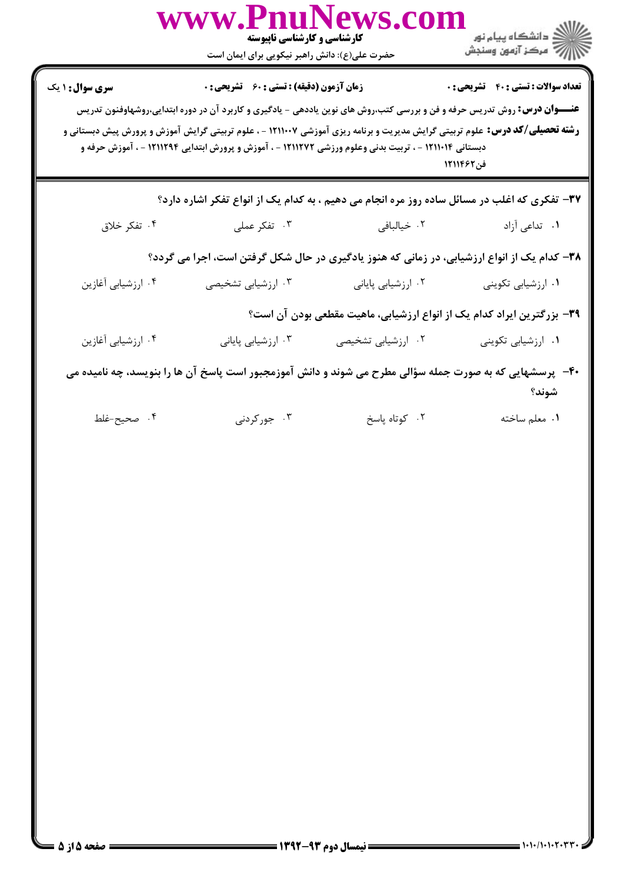**سری سوال:** ۱ یک | **زمان آزمون (دقیقه) : تستی :** ۶۰ **تشریحی :** ۰ | **تعداد سوالات : تستی :** ۴۰ **تشریحی :** ۰

**عنـــوان درس:** روش تدریس حرفه و فن و بررسی کتب،روش های نوین یاددهی - یادگیری و کاربرد آن در دوره ابتدایی،روشهاوفنون تدریس

**رشته تحصیلی/کد درس:** علوم تربیتی گرایش مدیریت و برنامه ریزی آموزشی ۱۲۱۱۰۰۷ - ، علوم تربیتی گرایش آموزش و پرورش پیش دبستانی و دبستانی ۱۲۱۱۰۱۴ - ، تربیت بدنی وعلوم ورزشی ۱۲۱۱۲۷۲ - ، آموزش و پرورش ابتدایی ۱۲۱۱۲۹۴ - ، آموزش حرفه و فن۱۲۱۱۴۶۲

**۳۷- تفکری که اغلب در مسائل ساده روز مره انجام می دهیم ، به کدام یک از انواع تفکر اشاره دارد؟**

۱. تداعی آزاد
۲. خیالبافی
۳. تفکر عملی
۴. تفکر خلاق

**۳۸- کدام یک از انواع ارزشیابی، در زمانی که هنوز یادگیری در حال شکل گرفتن است، اجرا می گردد؟**

۱. ارزشیابی تکوینی
۲. ارزشیابی پایانی
۳. ارزشیابی تشخیصی
۴. ارزشیابی آغازین

**۳۹- بزرگترین ایراد کدام یک از انواع ارزشیابی، ماهیت مقطعی بودن آن است؟**

۱. ارزشیابی تکوینی
۲. ارزشیابی تشخیصی
۳. ارزشیابی پایانی
۴. ارزشیابی آغازین

**۴۰- پرسشهایی که به صورت جمله سؤالی مطرح می شوند و دانش آموزمجبور است پاسخ آن ها را بنویسد، چه نامیده می شوند؟**

۱. معلم ساخته
۲. کوتاه پاسخ
۳. جورکردنی
۴. صحیح-غلط